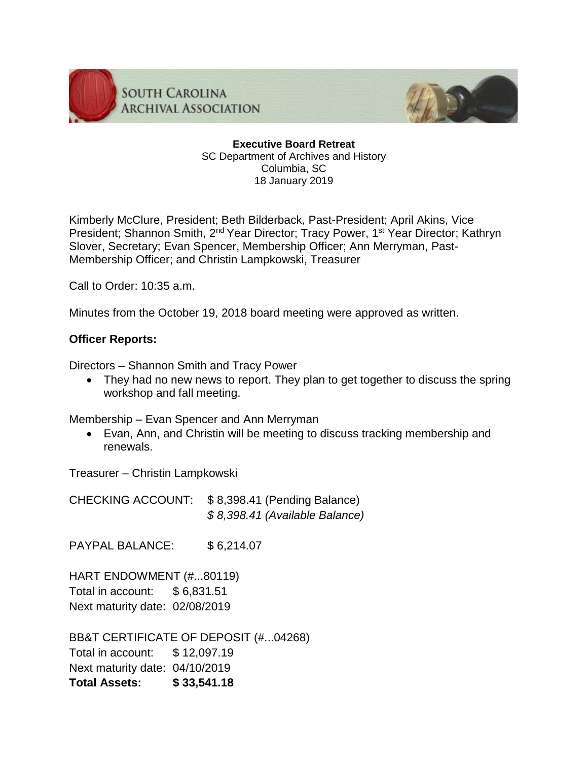SOUTH CAROLINA ARCHIVAL ASSOCIATION

**Executive Board Retreat**
SC Department of Archives and History
Columbia, SC
18 January 2019

Kimberly McClure, President; Beth Bilderback, Past-President; April Akins, Vice President; Shannon Smith, 2nd Year Director; Tracy Power, 1st Year Director; Kathryn Slover, Secretary; Evan Spencer, Membership Officer; Ann Merryman, Past-Membership Officer; and Christin Lampkowski, Treasurer

Call to Order: 10:35 a.m.

Minutes from the October 19, 2018 board meeting were approved as written.

**Officer Reports:**

Directors – Shannon Smith and Tracy Power

- They had no new news to report. They plan to get together to discuss the spring workshop and fall meeting.

Membership – Evan Spencer and Ann Merryman

- Evan, Ann, and Christin will be meeting to discuss tracking membership and renewals.

Treasurer – Christin Lampkowski

CHECKING ACCOUNT: $ 8,398.41 (Pending Balance)
*$ 8,398.41 (Available Balance)*

PAYPAL BALANCE: $ 6,214.07

HART ENDOWMENT (#...80119)
Total in account: $ 6,831.51
Next maturity date: 02/08/2019

BB&T CERTIFICATE OF DEPOSIT (#...04268)
Total in account: $ 12,097.19
Next maturity date: 04/10/2019
**Total Assets: $ 33,541.18**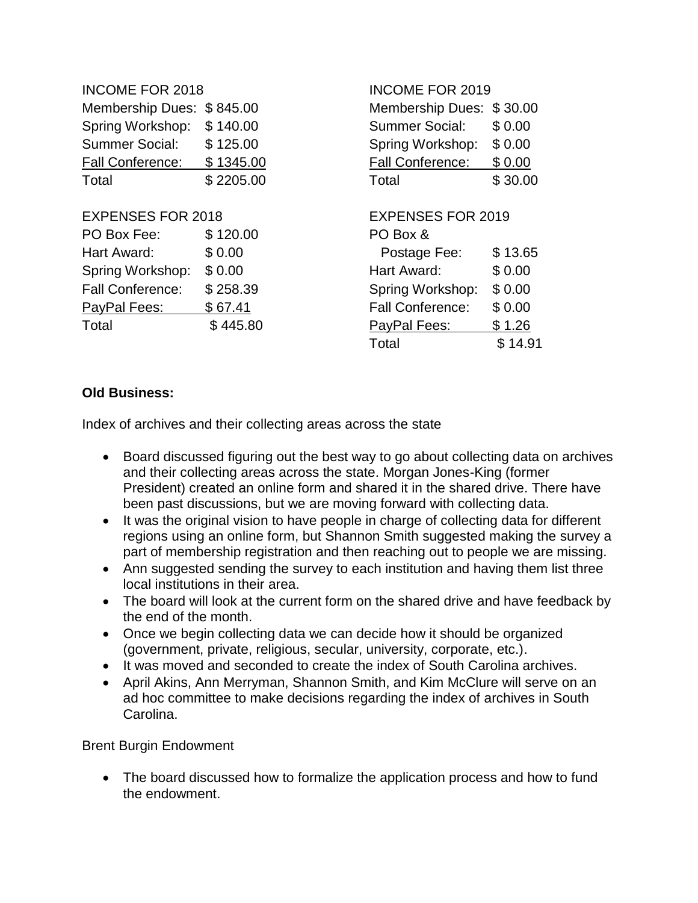INCOME FOR 2018

| | |
|---|---|
| Membership Dues: | $ 845.00 |
| Spring Workshop: | $ 140.00 |
| Summer Social: | $ 125.00 |
| Fall Conference: | $ 1345.00 |
| Total | $ 2205.00 |

EXPENSES FOR 2018

| | |
|---|---|
| PO Box Fee: | $ 120.00 |
| Hart Award: | $ 0.00 |
| Spring Workshop: | $ 0.00 |
| Fall Conference: | $ 258.39 |
| PayPal Fees: | $ 67.41 |
| Total | $ 445.80 |

INCOME FOR 2019

| | |
|---|---|
| Membership Dues: | $ 30.00 |
| Summer Social: | $ 0.00 |
| Spring Workshop: | $ 0.00 |
| Fall Conference: | $ 0.00 |
| Total | $ 30.00 |

EXPENSES FOR 2019

| | |
|---|---|
| PO Box & Postage Fee: | $ 13.65 |
| Hart Award: | $ 0.00 |
| Spring Workshop: | $ 0.00 |
| Fall Conference: | $ 0.00 |
| PayPal Fees: | $ 1.26 |
| Total | $ 14.91 |

**Old Business:**

Index of archives and their collecting areas across the state

- Board discussed figuring out the best way to go about collecting data on archives and their collecting areas across the state. Morgan Jones-King (former President) created an online form and shared it in the shared drive. There have been past discussions, but we are moving forward with collecting data.
- It was the original vision to have people in charge of collecting data for different regions using an online form, but Shannon Smith suggested making the survey a part of membership registration and then reaching out to people we are missing.
- Ann suggested sending the survey to each institution and having them list three local institutions in their area.
- The board will look at the current form on the shared drive and have feedback by the end of the month.
- Once we begin collecting data we can decide how it should be organized (government, private, religious, secular, university, corporate, etc.).
- It was moved and seconded to create the index of South Carolina archives.
- April Akins, Ann Merryman, Shannon Smith, and Kim McClure will serve on an ad hoc committee to make decisions regarding the index of archives in South Carolina.

Brent Burgin Endowment

- The board discussed how to formalize the application process and how to fund the endowment.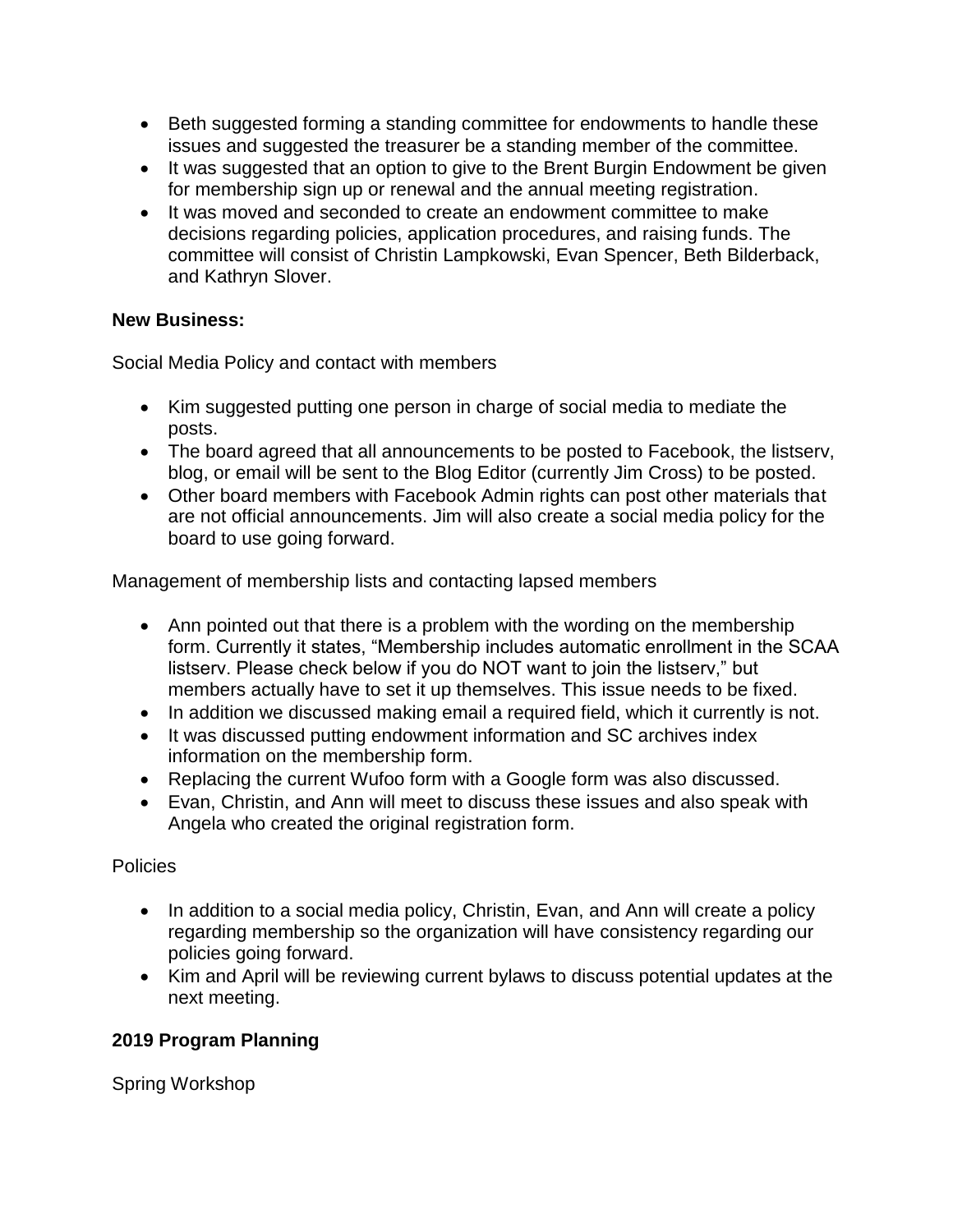- Beth suggested forming a standing committee for endowments to handle these issues and suggested the treasurer be a standing member of the committee.
- It was suggested that an option to give to the Brent Burgin Endowment be given for membership sign up or renewal and the annual meeting registration.
- It was moved and seconded to create an endowment committee to make decisions regarding policies, application procedures, and raising funds. The committee will consist of Christin Lampkowski, Evan Spencer, Beth Bilderback, and Kathryn Slover.

**New Business:**

Social Media Policy and contact with members

- Kim suggested putting one person in charge of social media to mediate the posts.
- The board agreed that all announcements to be posted to Facebook, the listserv, blog, or email will be sent to the Blog Editor (currently Jim Cross) to be posted.
- Other board members with Facebook Admin rights can post other materials that are not official announcements. Jim will also create a social media policy for the board to use going forward.

Management of membership lists and contacting lapsed members

- Ann pointed out that there is a problem with the wording on the membership form. Currently it states, "Membership includes automatic enrollment in the SCAA listserv. Please check below if you do NOT want to join the listserv," but members actually have to set it up themselves. This issue needs to be fixed.
- In addition we discussed making email a required field, which it currently is not.
- It was discussed putting endowment information and SC archives index information on the membership form.
- Replacing the current Wufoo form with a Google form was also discussed.
- Evan, Christin, and Ann will meet to discuss these issues and also speak with Angela who created the original registration form.

Policies

- In addition to a social media policy, Christin, Evan, and Ann will create a policy regarding membership so the organization will have consistency regarding our policies going forward.
- Kim and April will be reviewing current bylaws to discuss potential updates at the next meeting.

**2019 Program Planning**

Spring Workshop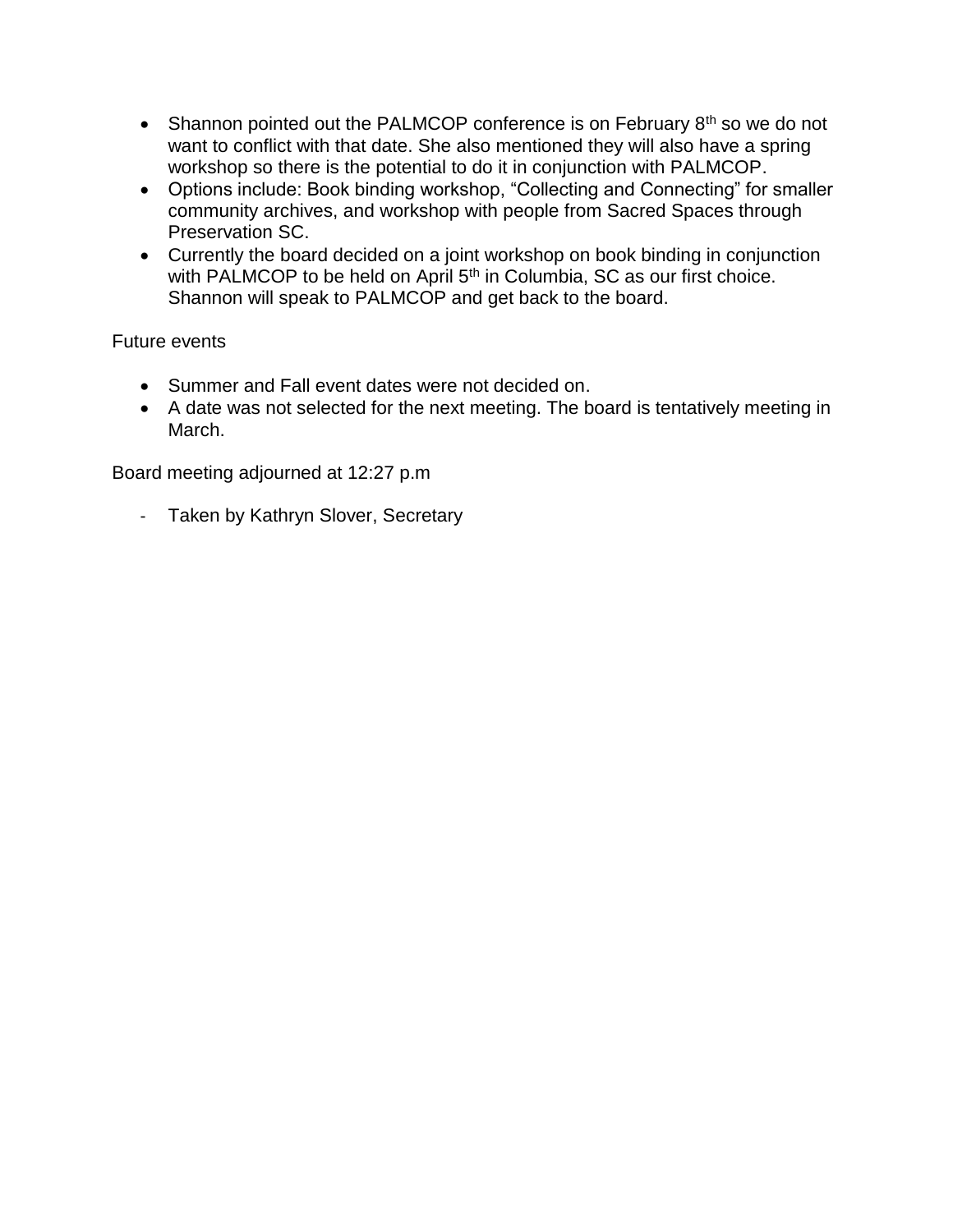- Shannon pointed out the PALMCOP conference is on February 8th so we do not want to conflict with that date. She also mentioned they will also have a spring workshop so there is the potential to do it in conjunction with PALMCOP.
- Options include: Book binding workshop, “Collecting and Connecting” for smaller community archives, and workshop with people from Sacred Spaces through Preservation SC.
- Currently the board decided on a joint workshop on book binding in conjunction with PALMCOP to be held on April 5th in Columbia, SC as our first choice. Shannon will speak to PALMCOP and get back to the board.

Future events

- Summer and Fall event dates were not decided on.
- A date was not selected for the next meeting. The board is tentatively meeting in March.

Board meeting adjourned at 12:27 p.m

- Taken by Kathryn Slover, Secretary